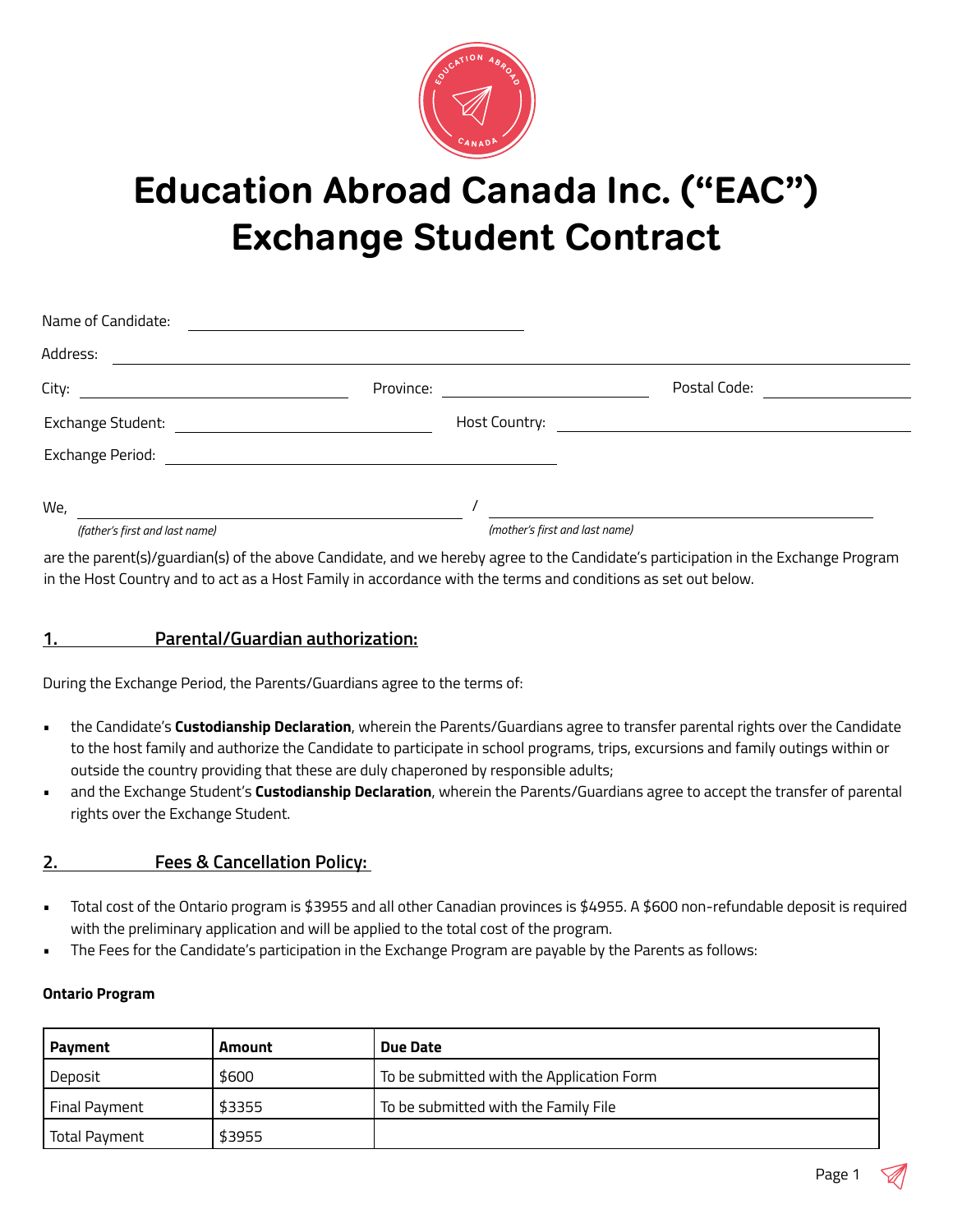# Education Abroad Canada Inc. ("EAC") Exchange Student Contract

Name of Candidate: ______________________________

Address: ______________________________

City: ______________ Province: ______________ Postal Code: ______________

Exchange Student: ______________ Host Country: ______________

Exchange Period: ______________________________

We, ______________________________ / ______________________________
*(father's first and last name)* *(mother's first and last name)*

are the parent(s)/guardian(s) of the above Candidate, and we hereby agree to the Candidate's participation in the Exchange Program in the Host Country and to act as a Host Family in accordance with the terms and conditions as set out below.

## 1. Parental/Guardian authorization:

During the Exchange Period, the Parents/Guardians agree to the terms of:

- the Candidate's **Custodianship Declaration**, wherein the Parents/Guardians agree to transfer parental rights over the Candidate to the host family and authorize the Candidate to participate in school programs, trips, excursions and family outings within or outside the country providing that these are duly chaperoned by responsible adults;
- and the Exchange Student's **Custodianship Declaration**, wherein the Parents/Guardians agree to accept the transfer of parental rights over the Exchange Student.

## 2. Fees & Cancellation Policy:

- Total cost of the Ontario program is $3955 and all other Canadian provinces is $4955. A $600 non-refundable deposit is required with the preliminary application and will be applied to the total cost of the program.
- The Fees for the Candidate's participation in the Exchange Program are payable by the Parents as follows:

**Ontario Program**

| Payment | Amount | Due Date |
|---|---|---|
| Deposit | $600 | To be submitted with the Application Form |
| Final Payment | $3355 | To be submitted with the Family File |
| Total Payment | $3955 | |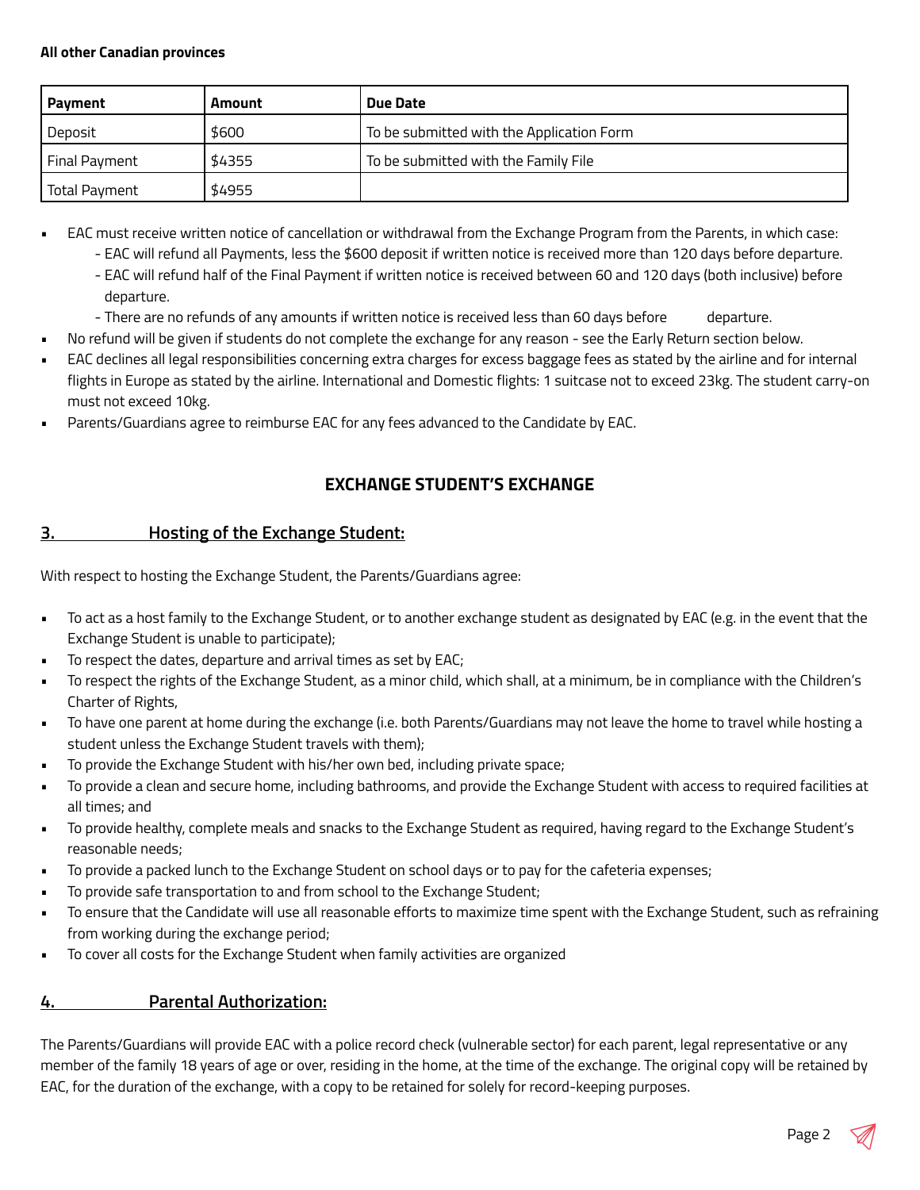**All other Canadian provinces**

| Payment | Amount | Due Date |
|---|---|---|
| Deposit | $600 | To be submitted with the Application Form |
| Final Payment | $4355 | To be submitted with the Family File |
| Total Payment | $4955 | |

- EAC must receive written notice of cancellation or withdrawal from the Exchange Program from the Parents, in which case:
  - EAC will refund all Payments, less the $600 deposit if written notice is received more than 120 days before departure.
  - EAC will refund half of the Final Payment if written notice is received between 60 and 120 days (both inclusive) before departure.
  - There are no refunds of any amounts if written notice is received less than 60 days before departure.
- No refund will be given if students do not complete the exchange for any reason - see the Early Return section below.
- EAC declines all legal responsibilities concerning extra charges for excess baggage fees as stated by the airline and for internal flights in Europe as stated by the airline. International and Domestic flights: 1 suitcase not to exceed 23kg. The student carry-on must not exceed 10kg.
- Parents/Guardians agree to reimburse EAC for any fees advanced to the Candidate by EAC.

## EXCHANGE STUDENT'S EXCHANGE

### 3. Hosting of the Exchange Student:

With respect to hosting the Exchange Student, the Parents/Guardians agree:

- To act as a host family to the Exchange Student, or to another exchange student as designated by EAC (e.g. in the event that the Exchange Student is unable to participate);
- To respect the dates, departure and arrival times as set by EAC;
- To respect the rights of the Exchange Student, as a minor child, which shall, at a minimum, be in compliance with the Children's Charter of Rights,
- To have one parent at home during the exchange (i.e. both Parents/Guardians may not leave the home to travel while hosting a student unless the Exchange Student travels with them);
- To provide the Exchange Student with his/her own bed, including private space;
- To provide a clean and secure home, including bathrooms, and provide the Exchange Student with access to required facilities at all times; and
- To provide healthy, complete meals and snacks to the Exchange Student as required, having regard to the Exchange Student's reasonable needs;
- To provide a packed lunch to the Exchange Student on school days or to pay for the cafeteria expenses;
- To provide safe transportation to and from school to the Exchange Student;
- To ensure that the Candidate will use all reasonable efforts to maximize time spent with the Exchange Student, such as refraining from working during the exchange period;
- To cover all costs for the Exchange Student when family activities are organized

### 4. Parental Authorization:

The Parents/Guardians will provide EAC with a police record check (vulnerable sector) for each parent, legal representative or any member of the family 18 years of age or over, residing in the home, at the time of the exchange. The original copy will be retained by EAC, for the duration of the exchange, with a copy to be retained for solely for record-keeping purposes.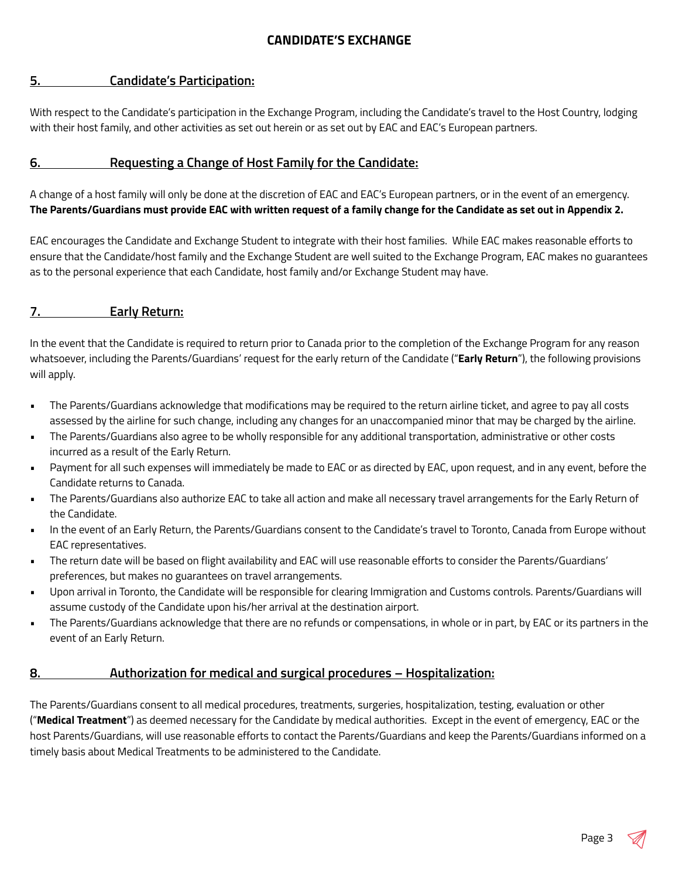# CANDIDATE'S EXCHANGE

## 5. Candidate's Participation:

With respect to the Candidate's participation in the Exchange Program, including the Candidate's travel to the Host Country, lodging with their host family, and other activities as set out herein or as set out by EAC and EAC's European partners.

## 6. Requesting a Change of Host Family for the Candidate:

A change of a host family will only be done at the discretion of EAC and EAC's European partners, or in the event of an emergency. **The Parents/Guardians must provide EAC with written request of a family change for the Candidate as set out in Appendix 2.**

EAC encourages the Candidate and Exchange Student to integrate with their host families. While EAC makes reasonable efforts to ensure that the Candidate/host family and the Exchange Student are well suited to the Exchange Program, EAC makes no guarantees as to the personal experience that each Candidate, host family and/or Exchange Student may have.

## 7. Early Return:

In the event that the Candidate is required to return prior to Canada prior to the completion of the Exchange Program for any reason whatsoever, including the Parents/Guardians' request for the early return of the Candidate ("**Early Return**"), the following provisions will apply.

- The Parents/Guardians acknowledge that modifications may be required to the return airline ticket, and agree to pay all costs assessed by the airline for such change, including any changes for an unaccompanied minor that may be charged by the airline.
- The Parents/Guardians also agree to be wholly responsible for any additional transportation, administrative or other costs incurred as a result of the Early Return.
- Payment for all such expenses will immediately be made to EAC or as directed by EAC, upon request, and in any event, before the Candidate returns to Canada.
- The Parents/Guardians also authorize EAC to take all action and make all necessary travel arrangements for the Early Return of the Candidate.
- In the event of an Early Return, the Parents/Guardians consent to the Candidate's travel to Toronto, Canada from Europe without EAC representatives.
- The return date will be based on flight availability and EAC will use reasonable efforts to consider the Parents/Guardians' preferences, but makes no guarantees on travel arrangements.
- Upon arrival in Toronto, the Candidate will be responsible for clearing Immigration and Customs controls. Parents/Guardians will assume custody of the Candidate upon his/her arrival at the destination airport.
- The Parents/Guardians acknowledge that there are no refunds or compensations, in whole or in part, by EAC or its partners in the event of an Early Return.

## 8. Authorization for medical and surgical procedures – Hospitalization:

The Parents/Guardians consent to all medical procedures, treatments, surgeries, hospitalization, testing, evaluation or other ("**Medical Treatment**") as deemed necessary for the Candidate by medical authorities. Except in the event of emergency, EAC or the host Parents/Guardians, will use reasonable efforts to contact the Parents/Guardians and keep the Parents/Guardians informed on a timely basis about Medical Treatments to be administered to the Candidate.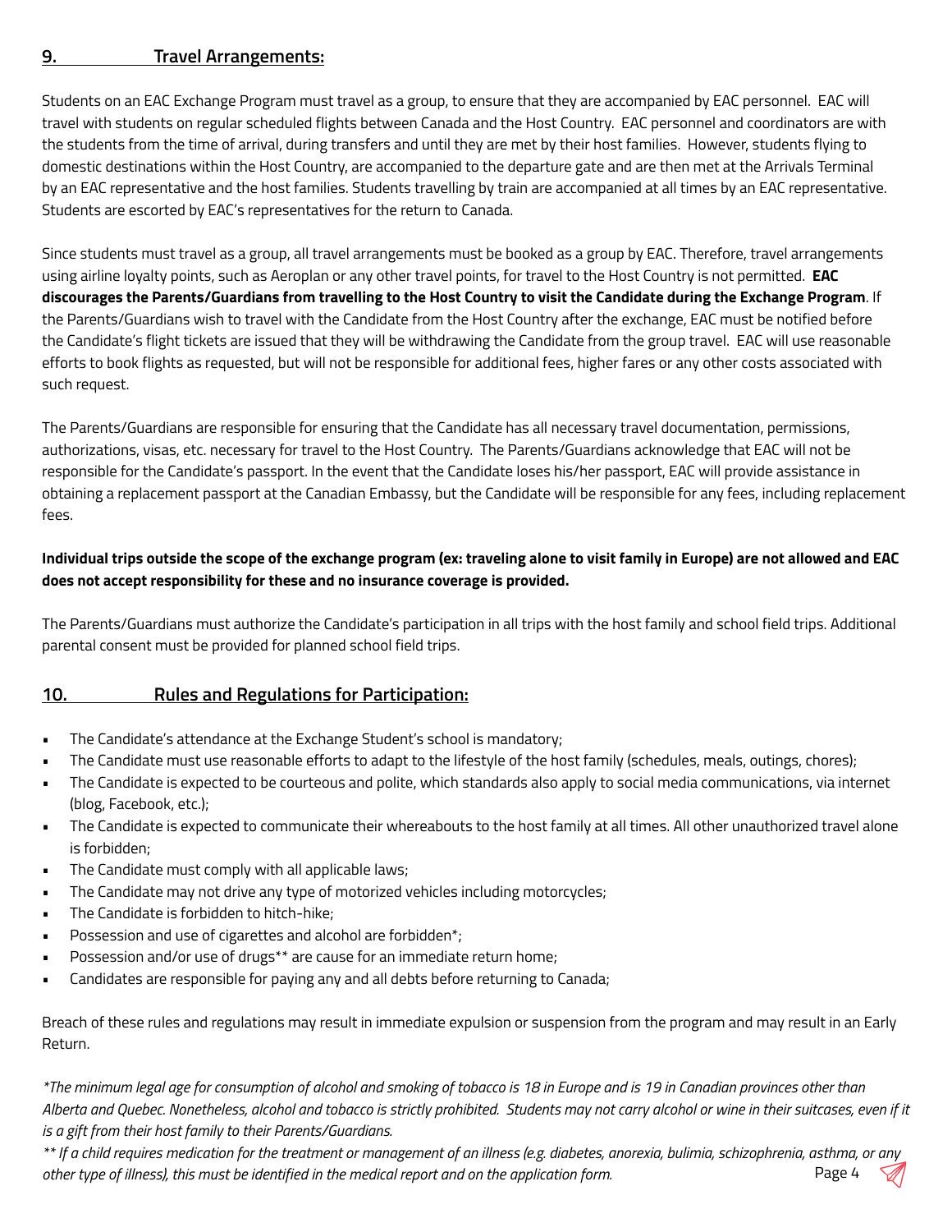## 9. Travel Arrangements:

Students on an EAC Exchange Program must travel as a group, to ensure that they are accompanied by EAC personnel. EAC will travel with students on regular scheduled flights between Canada and the Host Country. EAC personnel and coordinators are with the students from the time of arrival, during transfers and until they are met by their host families. However, students flying to domestic destinations within the Host Country, are accompanied to the departure gate and are then met at the Arrivals Terminal by an EAC representative and the host families. Students travelling by train are accompanied at all times by an EAC representative. Students are escorted by EAC's representatives for the return to Canada.

Since students must travel as a group, all travel arrangements must be booked as a group by EAC. Therefore, travel arrangements using airline loyalty points, such as Aeroplan or any other travel points, for travel to the Host Country is not permitted. **EAC discourages the Parents/Guardians from travelling to the Host Country to visit the Candidate during the Exchange Program**. If the Parents/Guardians wish to travel with the Candidate from the Host Country after the exchange, EAC must be notified before the Candidate's flight tickets are issued that they will be withdrawing the Candidate from the group travel. EAC will use reasonable efforts to book flights as requested, but will not be responsible for additional fees, higher fares or any other costs associated with such request.

The Parents/Guardians are responsible for ensuring that the Candidate has all necessary travel documentation, permissions, authorizations, visas, etc. necessary for travel to the Host Country. The Parents/Guardians acknowledge that EAC will not be responsible for the Candidate's passport. In the event that the Candidate loses his/her passport, EAC will provide assistance in obtaining a replacement passport at the Canadian Embassy, but the Candidate will be responsible for any fees, including replacement fees.

**Individual trips outside the scope of the exchange program (ex: traveling alone to visit family in Europe) are not allowed and EAC does not accept responsibility for these and no insurance coverage is provided.**

The Parents/Guardians must authorize the Candidate's participation in all trips with the host family and school field trips. Additional parental consent must be provided for planned school field trips.

## 10. Rules and Regulations for Participation:

- The Candidate's attendance at the Exchange Student's school is mandatory;
- The Candidate must use reasonable efforts to adapt to the lifestyle of the host family (schedules, meals, outings, chores);
- The Candidate is expected to be courteous and polite, which standards also apply to social media communications, via internet (blog, Facebook, etc.);
- The Candidate is expected to communicate their whereabouts to the host family at all times. All other unauthorized travel alone is forbidden;
- The Candidate must comply with all applicable laws;
- The Candidate may not drive any type of motorized vehicles including motorcycles;
- The Candidate is forbidden to hitch-hike;
- Possession and use of cigarettes and alcohol are forbidden*;
- Possession and/or use of drugs** are cause for an immediate return home;
- Candidates are responsible for paying any and all debts before returning to Canada;

Breach of these rules and regulations may result in immediate expulsion or suspension from the program and may result in an Early Return.

*\*The minimum legal age for consumption of alcohol and smoking of tobacco is 18 in Europe and is 19 in Canadian provinces other than Alberta and Quebec. Nonetheless, alcohol and tobacco is strictly prohibited. Students may not carry alcohol or wine in their suitcases, even if it is a gift from their host family to their Parents/Guardians.*

*\*\* If a child requires medication for the treatment or management of an illness (e.g. diabetes, anorexia, bulimia, schizophrenia, asthma, or any other type of illness), this must be identified in the medical report and on the application form.*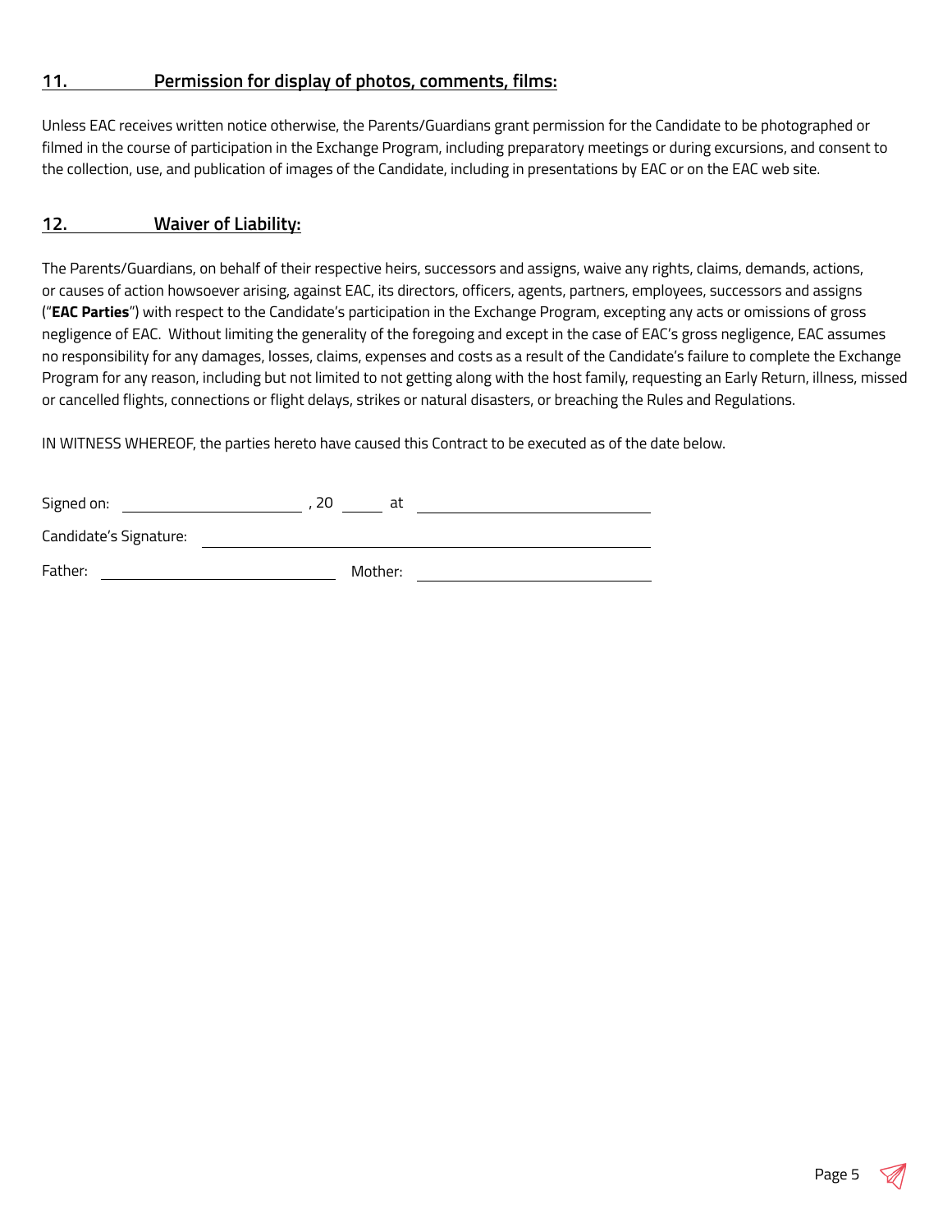## 11. Permission for display of photos, comments, films:

Unless EAC receives written notice otherwise, the Parents/Guardians grant permission for the Candidate to be photographed or filmed in the course of participation in the Exchange Program, including preparatory meetings or during excursions, and consent to the collection, use, and publication of images of the Candidate, including in presentations by EAC or on the EAC web site.

## 12. Waiver of Liability:

The Parents/Guardians, on behalf of their respective heirs, successors and assigns, waive any rights, claims, demands, actions, or causes of action howsoever arising, against EAC, its directors, officers, agents, partners, employees, successors and assigns ("**EAC Parties**") with respect to the Candidate's participation in the Exchange Program, excepting any acts or omissions of gross negligence of EAC. Without limiting the generality of the foregoing and except in the case of EAC's gross negligence, EAC assumes no responsibility for any damages, losses, claims, expenses and costs as a result of the Candidate's failure to complete the Exchange Program for any reason, including but not limited to not getting along with the host family, requesting an Early Return, illness, missed or cancelled flights, connections or flight delays, strikes or natural disasters, or breaching the Rules and Regulations.

IN WITNESS WHEREOF, the parties hereto have caused this Contract to be executed as of the date below.

Signed on: ______________________, 20 _____ at ______________________________

Candidate's Signature: ______________________________________________

Father: ______________________________ Mother: ______________________________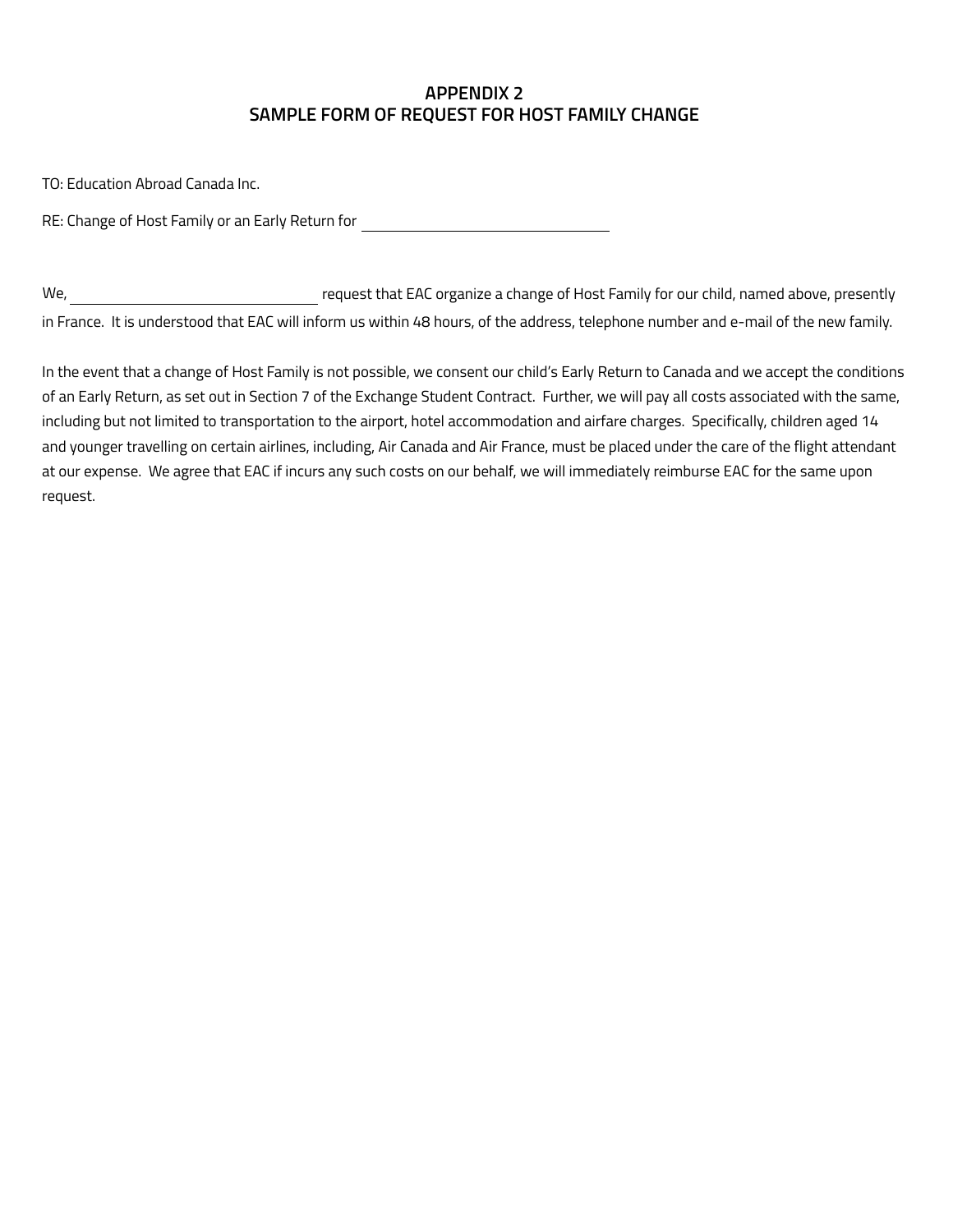## APPENDIX 2
## SAMPLE FORM OF REQUEST FOR HOST FAMILY CHANGE

TO: Education Abroad Canada Inc.

RE: Change of Host Family or an Early Return for ______________________________

We, ______________________________ request that EAC organize a change of Host Family for our child, named above, presently in France. It is understood that EAC will inform us within 48 hours, of the address, telephone number and e-mail of the new family.

In the event that a change of Host Family is not possible, we consent our child's Early Return to Canada and we accept the conditions of an Early Return, as set out in Section 7 of the Exchange Student Contract. Further, we will pay all costs associated with the same, including but not limited to transportation to the airport, hotel accommodation and airfare charges. Specifically, children aged 14 and younger travelling on certain airlines, including, Air Canada and Air France, must be placed under the care of the flight attendant at our expense. We agree that EAC if incurs any such costs on our behalf, we will immediately reimburse EAC for the same upon request.